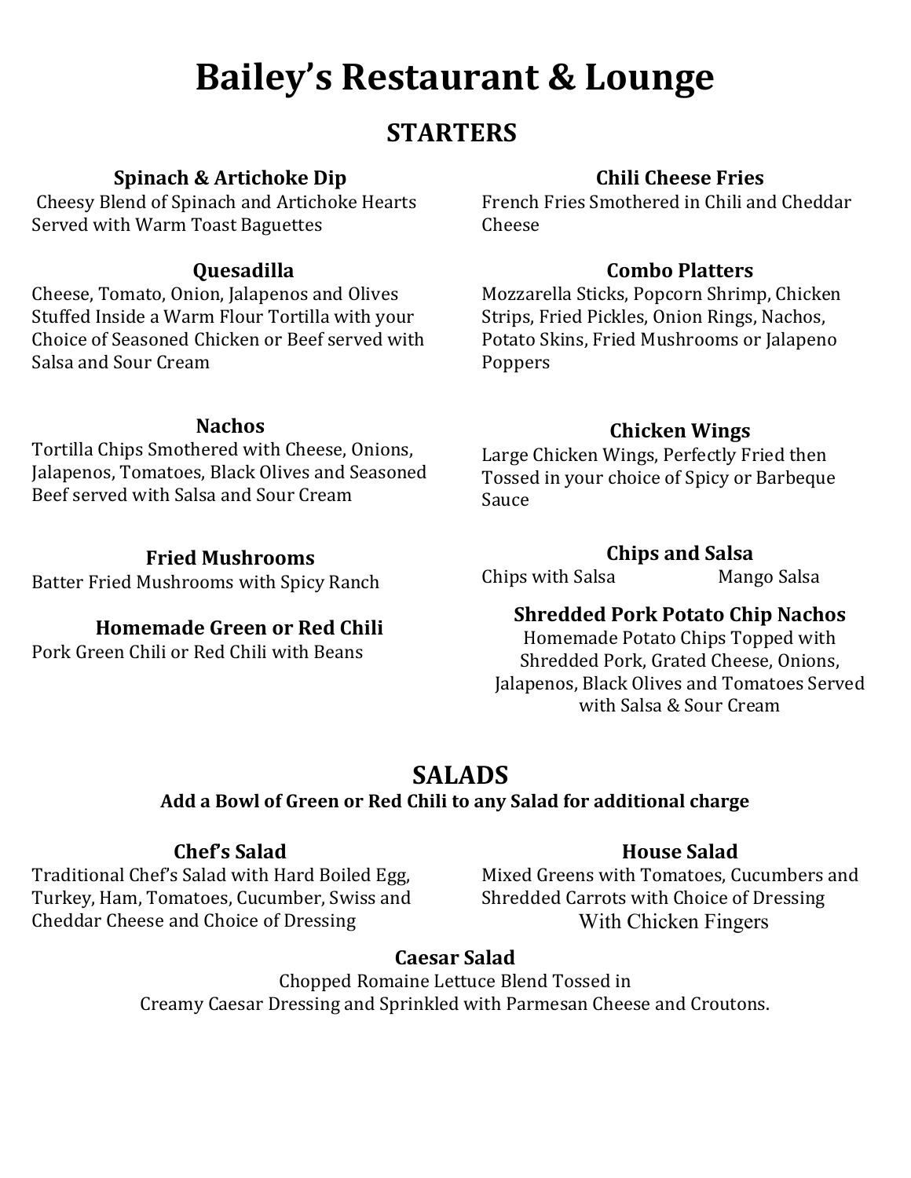# Bailey's Restaurant & Lounge

## STARTERS

### Spinach & Artichoke Dip

Cheesy Blend of Spinach and Artichoke Hearts Served with Warm Toast Baguettes

### Quesadilla

Cheese, Tomato, Onion, Jalapenos and Olives Stuffed Inside a Warm Flour Tortilla with your Choice of Seasoned Chicken or Beef served with Salsa and Sour Cream

### Nachos

Tortilla Chips Smothered with Cheese, Onions, Jalapenos, Tomatoes, Black Olives and Seasoned Beef served with Salsa and Sour Cream

### Fried Mushrooms

Batter Fried Mushrooms with Spicy Ranch

### Homemade Green or Red Chili

Pork Green Chili or Red Chili with Beans

### Chili Cheese Fries

French Fries Smothered in Chili and Cheddar Cheese

### Combo Platters

Mozzarella Sticks, Popcorn Shrimp, Chicken Strips, Fried Pickles, Onion Rings, Nachos, Potato Skins, Fried Mushrooms or Jalapeno Poppers

### Chicken Wings

Large Chicken Wings, Perfectly Fried then Tossed in your choice of Spicy or Barbeque Sauce

### Chips and Salsa

Chips with Salsa　　Mango Salsa

### Shredded Pork Potato Chip Nachos

Homemade Potato Chips Topped with Shredded Pork, Grated Cheese, Onions, Jalapenos, Black Olives and Tomatoes Served with Salsa & Sour Cream

## SALADS

**Add a Bowl of Green or Red Chili to any Salad for additional charge**

### Chef's Salad

Traditional Chef's Salad with Hard Boiled Egg, Turkey, Ham, Tomatoes, Cucumber, Swiss and Cheddar Cheese and Choice of Dressing

### House Salad

Mixed Greens with Tomatoes, Cucumbers and Shredded Carrots with Choice of Dressing

With Chicken Fingers

### Caesar Salad

Chopped Romaine Lettuce Blend Tossed in Creamy Caesar Dressing and Sprinkled with Parmesan Cheese and Croutons.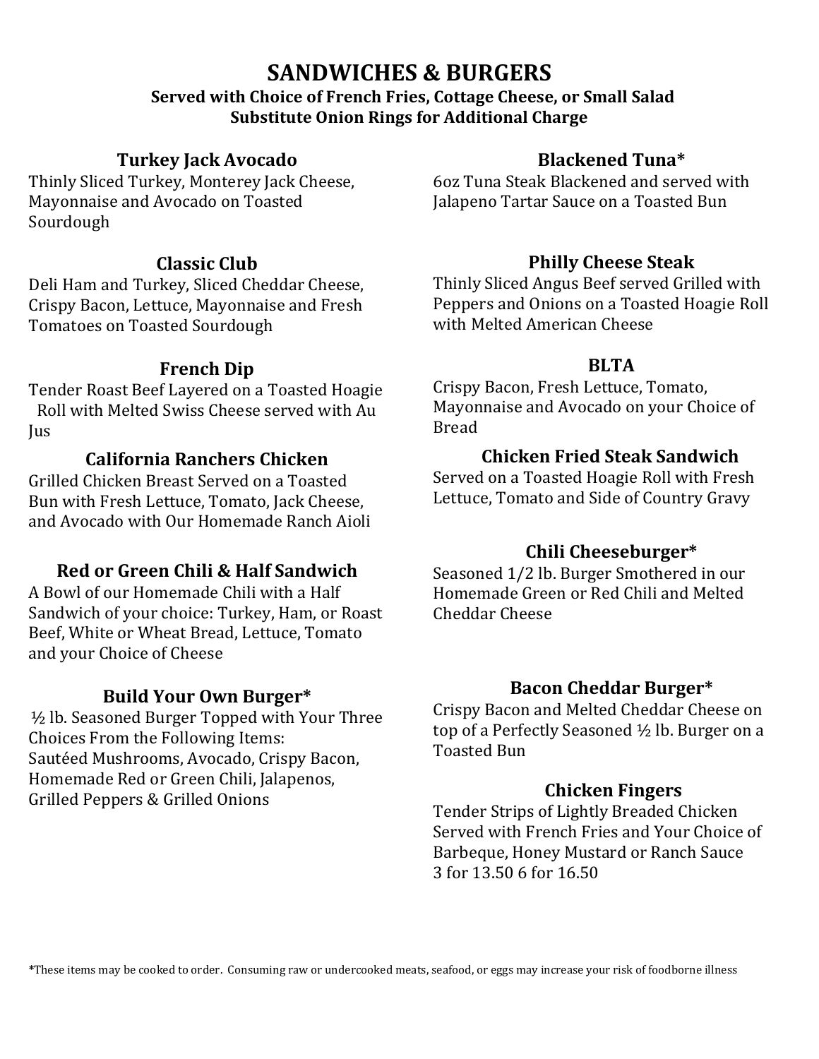# SANDWICHES & BURGERS

**Served with Choice of French Fries, Cottage Cheese, or Small Salad**
**Substitute Onion Rings for Additional Charge**

### Turkey Jack Avocado
Thinly Sliced Turkey, Monterey Jack Cheese, Mayonnaise and Avocado on Toasted Sourdough

### Classic Club
Deli Ham and Turkey, Sliced Cheddar Cheese, Crispy Bacon, Lettuce, Mayonnaise and Fresh Tomatoes on Toasted Sourdough

### French Dip
Tender Roast Beef Layered on a Toasted Hoagie Roll with Melted Swiss Cheese served with Au Jus

### California Ranchers Chicken
Grilled Chicken Breast Served on a Toasted Bun with Fresh Lettuce, Tomato, Jack Cheese, and Avocado with Our Homemade Ranch Aioli

### Red or Green Chili & Half Sandwich
A Bowl of our Homemade Chili with a Half Sandwich of your choice: Turkey, Ham, or Roast Beef, White or Wheat Bread, Lettuce, Tomato and your Choice of Cheese

### Build Your Own Burger*
½ lb. Seasoned Burger Topped with Your Three Choices From the Following Items: Sautéed Mushrooms, Avocado, Crispy Bacon, Homemade Red or Green Chili, Jalapenos, Grilled Peppers & Grilled Onions

### Blackened Tuna*
6oz Tuna Steak Blackened and served with Jalapeno Tartar Sauce on a Toasted Bun

### Philly Cheese Steak
Thinly Sliced Angus Beef served Grilled with Peppers and Onions on a Toasted Hoagie Roll with Melted American Cheese

### BLTA
Crispy Bacon, Fresh Lettuce, Tomato, Mayonnaise and Avocado on your Choice of Bread

### Chicken Fried Steak Sandwich
Served on a Toasted Hoagie Roll with Fresh Lettuce, Tomato and Side of Country Gravy

### Chili Cheeseburger*
Seasoned 1/2 lb. Burger Smothered in our Homemade Green or Red Chili and Melted Cheddar Cheese

### Bacon Cheddar Burger*
Crispy Bacon and Melted Cheddar Cheese on top of a Perfectly Seasoned ½ lb. Burger on a Toasted Bun

### Chicken Fingers
Tender Strips of Lightly Breaded Chicken Served with French Fries and Your Choice of Barbeque, Honey Mustard or Ranch Sauce
3 for 13.50 6 for 16.50

*These items may be cooked to order. Consuming raw or undercooked meats, seafood, or eggs may increase your risk of foodborne illness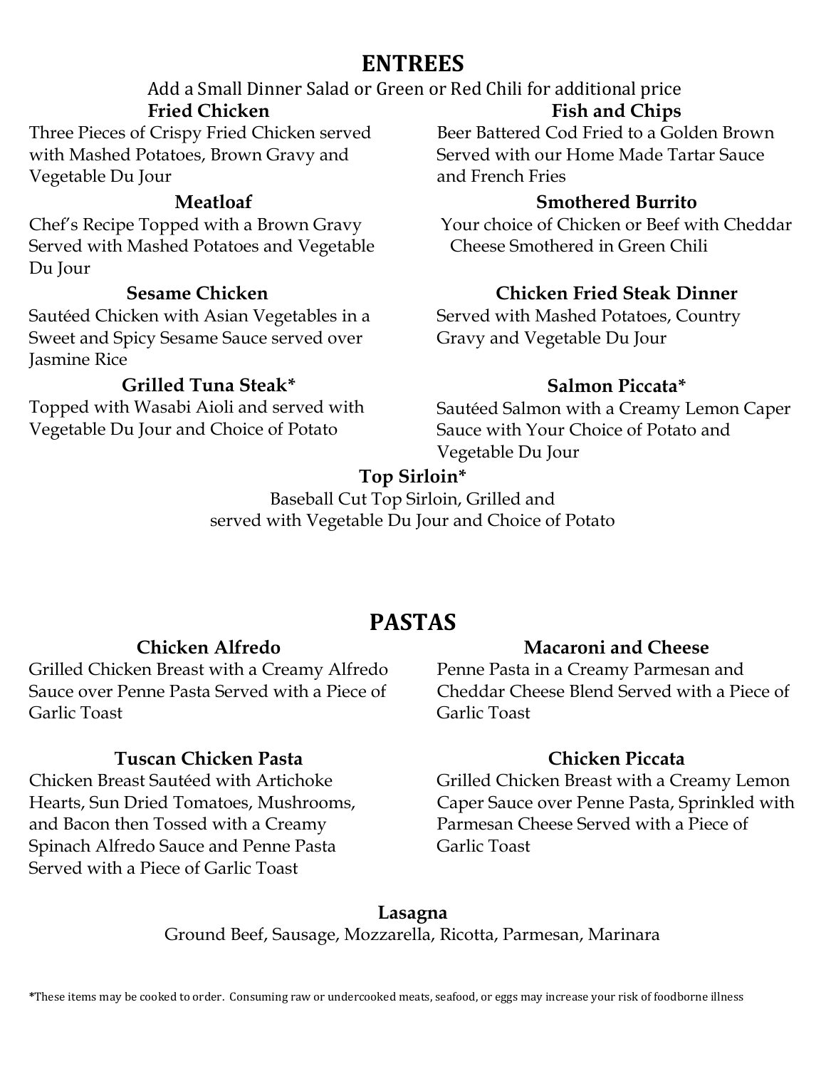# ENTREES

Add a Small Dinner Salad or Green or Red Chili for additional price

### Fried Chicken

Three Pieces of Crispy Fried Chicken served with Mashed Potatoes, Brown Gravy and Vegetable Du Jour

### Meatloaf

Chef's Recipe Topped with a Brown Gravy Served with Mashed Potatoes and Vegetable Du Jour

### Sesame Chicken

Sautéed Chicken with Asian Vegetables in a Sweet and Spicy Sesame Sauce served over Jasmine Rice

### Grilled Tuna Steak*

Topped with Wasabi Aioli and served with Vegetable Du Jour and Choice of Potato

### Fish and Chips

Beer Battered Cod Fried to a Golden Brown Served with our Home Made Tartar Sauce and French Fries

### Smothered Burrito

Your choice of Chicken or Beef with Cheddar Cheese Smothered in Green Chili

### Chicken Fried Steak Dinner

Served with Mashed Potatoes, Country Gravy and Vegetable Du Jour

### Salmon Piccata*

Sautéed Salmon with a Creamy Lemon Caper Sauce with Your Choice of Potato and Vegetable Du Jour

### Top Sirloin*

Baseball Cut Top Sirloin, Grilled and served with Vegetable Du Jour and Choice of Potato

# PASTAS

### Chicken Alfredo

Grilled Chicken Breast with a Creamy Alfredo Sauce over Penne Pasta Served with a Piece of Garlic Toast

### Tuscan Chicken Pasta

Chicken Breast Sautéed with Artichoke Hearts, Sun Dried Tomatoes, Mushrooms, and Bacon then Tossed with a Creamy Spinach Alfredo Sauce and Penne Pasta Served with a Piece of Garlic Toast

### Macaroni and Cheese

Penne Pasta in a Creamy Parmesan and Cheddar Cheese Blend Served with a Piece of Garlic Toast

### Chicken Piccata

Grilled Chicken Breast with a Creamy Lemon Caper Sauce over Penne Pasta, Sprinkled with Parmesan Cheese Served with a Piece of Garlic Toast

### Lasagna

Ground Beef, Sausage, Mozzarella, Ricotta, Parmesan, Marinara

*These items may be cooked to order. Consuming raw or undercooked meats, seafood, or eggs may increase your risk of foodborne illness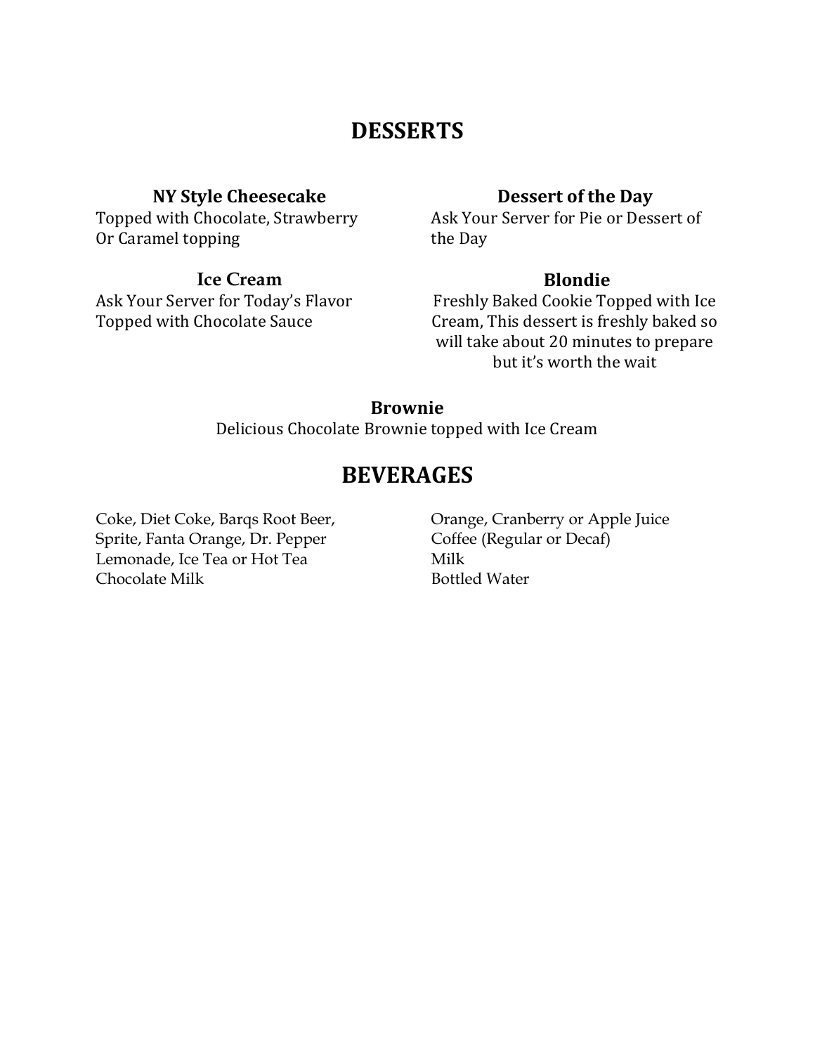# DESSERTS

### NY Style Cheesecake
Topped with Chocolate, Strawberry
Or Caramel topping

### Dessert of the Day
Ask Your Server for Pie or Dessert of the Day

### Ice Cream
Ask Your Server for Today's Flavor
Topped with Chocolate Sauce

### Blondie
Freshly Baked Cookie Topped with Ice Cream, This dessert is freshly baked so will take about 20 minutes to prepare but it's worth the wait

### Brownie
Delicious Chocolate Brownie topped with Ice Cream

# BEVERAGES

Coke, Diet Coke, Barqs Root Beer,
Sprite, Fanta Orange, Dr. Pepper
Lemonade, Ice Tea or Hot Tea
Chocolate Milk

Orange, Cranberry or Apple Juice
Coffee (Regular or Decaf)
Milk
Bottled Water